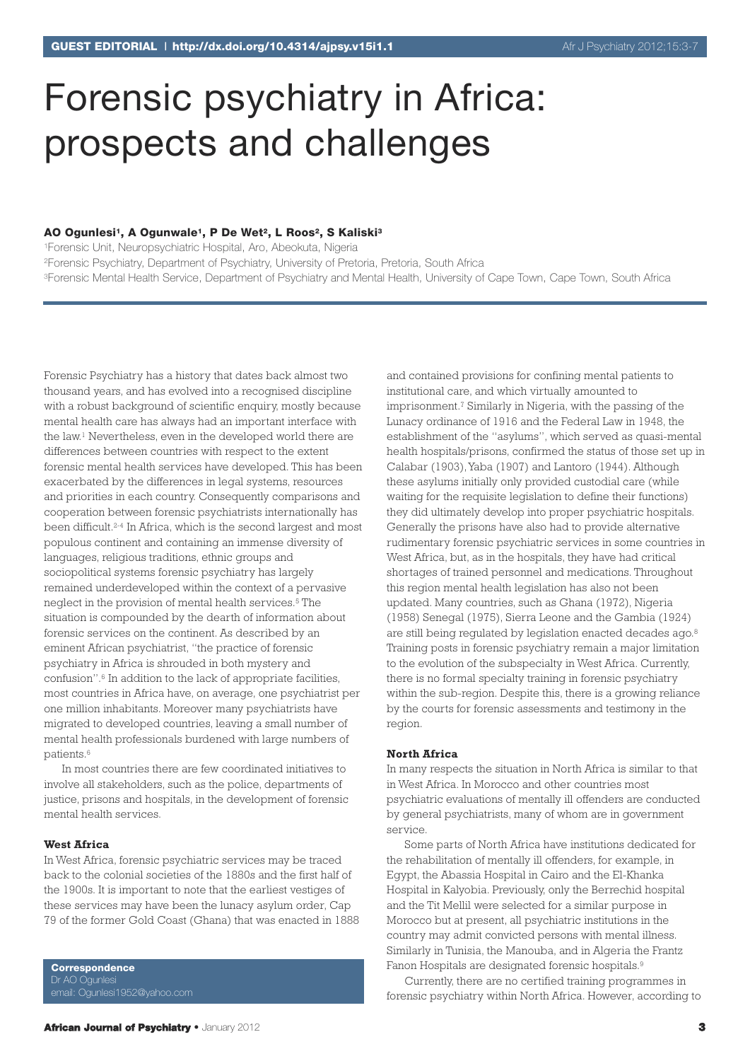# Forensic psychiatry in Africa: prospects and challenges

**AO Ogunlesi[1], A Ogunwale[1], P De Wet[2], L Roos[2], S Kaliski[3]**

[1]Forensic Unit, Neuropsychiatric Hospital, Aro, Abeokuta, Nigeria
[2]Forensic Psychiatry, Department of Psychiatry, University of Pretoria, Pretoria, South Africa
[3]Forensic Mental Health Service, Department of Psychiatry and Mental Health, University of Cape Town, Cape Town, South Africa

Forensic Psychiatry has a history that dates back almost two thousand years, and has evolved into a recognised discipline with a robust background of scientific enquiry, mostly because mental health care has always had an important interface with the law.[1] Nevertheless, even in the developed world there are differences between countries with respect to the extent forensic mental health services have developed. This has been exacerbated by the differences in legal systems, resources and priorities in each country. Consequently comparisons and cooperation between forensic psychiatrists internationally has been difficult.[2-4] In Africa, which is the second largest and most populous continent and containing an immense diversity of languages, religious traditions, ethnic groups and sociopolitical systems forensic psychiatry has largely remained underdeveloped within the context of a pervasive neglect in the provision of mental health services.[5] The situation is compounded by the dearth of information about forensic services on the continent. As described by an eminent African psychiatrist, "the practice of forensic psychiatry in Africa is shrouded in both mystery and confusion".[6] In addition to the lack of appropriate facilities, most countries in Africa have, on average, one psychiatrist per one million inhabitants. Moreover many psychiatrists have migrated to developed countries, leaving a small number of mental health professionals burdened with large numbers of patients.[6]

In most countries there are few coordinated initiatives to involve all stakeholders, such as the police, departments of justice, prisons and hospitals, in the development of forensic mental health services.

### West Africa

In West Africa, forensic psychiatric services may be traced back to the colonial societies of the 1880s and the first half of the 1900s. It is important to note that the earliest vestiges of these services may have been the lunacy asylum order, Cap 79 of the former Gold Coast (Ghana) that was enacted in 1888 and contained provisions for confining mental patients to institutional care, and which virtually amounted to imprisonment.[7] Similarly in Nigeria, with the passing of the Lunacy ordinance of 1916 and the Federal Law in 1948, the establishment of the "asylums", which served as quasi-mental health hospitals/prisons, confirmed the status of those set up in Calabar (1903), Yaba (1907) and Lantoro (1944). Although these asylums initially only provided custodial care (while waiting for the requisite legislation to define their functions) they did ultimately develop into proper psychiatric hospitals. Generally the prisons have also had to provide alternative rudimentary forensic psychiatric services in some countries in West Africa, but, as in the hospitals, they have had critical shortages of trained personnel and medications. Throughout this region mental health legislation has also not been updated. Many countries, such as Ghana (1972), Nigeria (1958) Senegal (1975), Sierra Leone and the Gambia (1924) are still being regulated by legislation enacted decades ago.[8] Training posts in forensic psychiatry remain a major limitation to the evolution of the subspecialty in West Africa. Currently, there is no formal specialty training in forensic psychiatry within the sub-region. Despite this, there is a growing reliance by the courts for forensic assessments and testimony in the region.

### North Africa

In many respects the situation in North Africa is similar to that in West Africa. In Morocco and other countries most psychiatric evaluations of mentally ill offenders are conducted by general psychiatrists, many of whom are in government service.

Some parts of North Africa have institutions dedicated for the rehabilitation of mentally ill offenders, for example, in Egypt, the Abassia Hospital in Cairo and the El-Khanka Hospital in Kalyobia. Previously, only the Berrechid hospital and the Tit Mellil were selected for a similar purpose in Morocco but at present, all psychiatric institutions in the country may admit convicted persons with mental illness. Similarly in Tunisia, the Manouba, and in Algeria the Frantz Fanon Hospitals are designated forensic hospitals.[9]

Currently, there are no certified training programmes in forensic psychiatry within North Africa. However, according to

**Correspondence**
Dr AO Ogunlesi
email: Ogunlesi1952@yahoo.com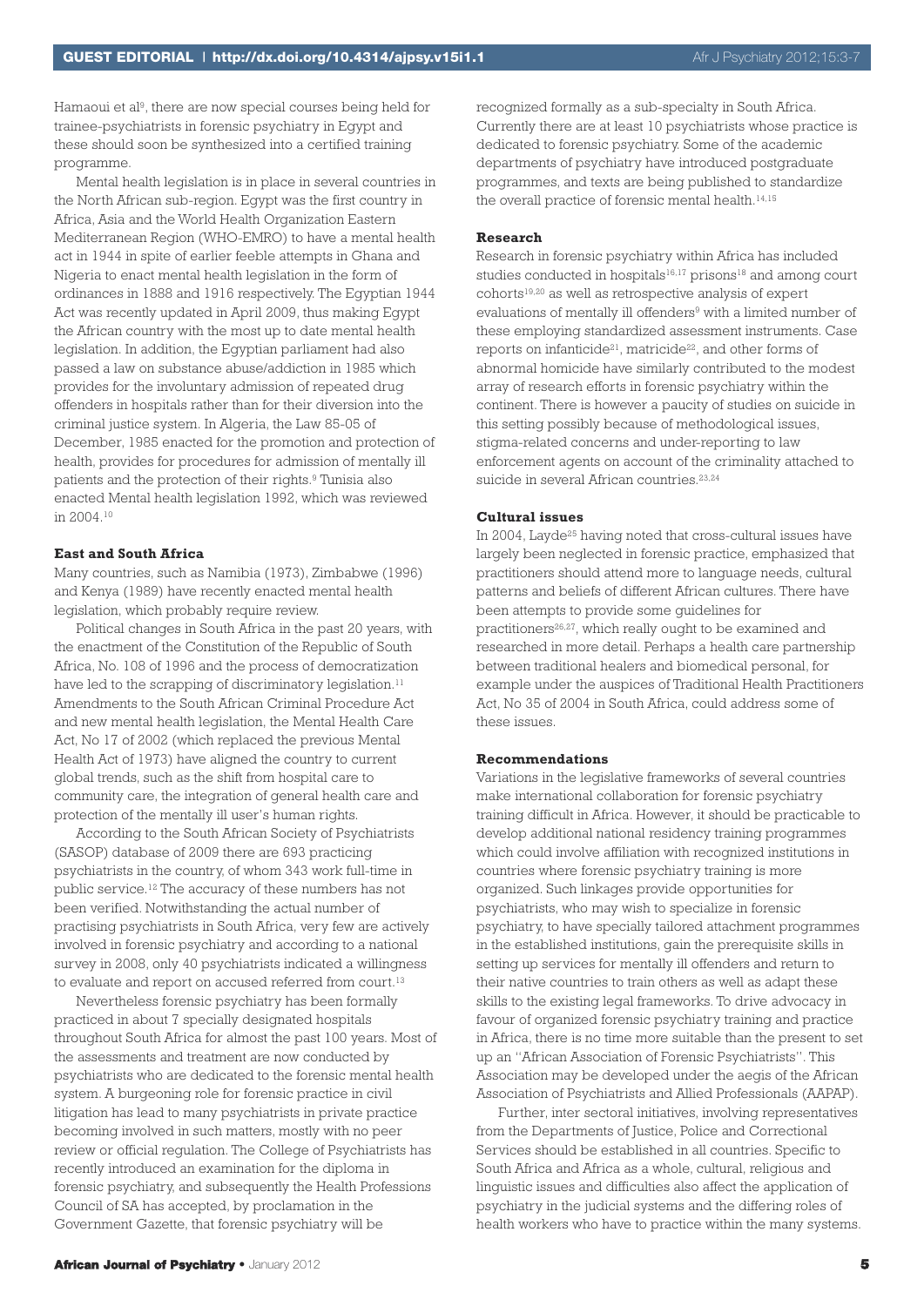Hamaoui et al[9], there are now special courses being held for trainee-psychiatrists in forensic psychiatry in Egypt and these should soon be synthesized into a certified training programme.

Mental health legislation is in place in several countries in the North African sub-region. Egypt was the first country in Africa, Asia and the World Health Organization Eastern Mediterranean Region (WHO-EMRO) to have a mental health act in 1944 in spite of earlier feeble attempts in Ghana and Nigeria to enact mental health legislation in the form of ordinances in 1888 and 1916 respectively. The Egyptian 1944 Act was recently updated in April 2009, thus making Egypt the African country with the most up to date mental health legislation. In addition, the Egyptian parliament had also passed a law on substance abuse/addiction in 1985 which provides for the involuntary admission of repeated drug offenders in hospitals rather than for their diversion into the criminal justice system. In Algeria, the Law 85-05 of December, 1985 enacted for the promotion and protection of health, provides for procedures for admission of mentally ill patients and the protection of their rights.[9] Tunisia also enacted Mental health legislation 1992, which was reviewed in 2004.[10]

### East and South Africa

Many countries, such as Namibia (1973), Zimbabwe (1996) and Kenya (1989) have recently enacted mental health legislation, which probably require review.

Political changes in South Africa in the past 20 years, with the enactment of the Constitution of the Republic of South Africa, No. 108 of 1996 and the process of democratization have led to the scrapping of discriminatory legislation.[11] Amendments to the South African Criminal Procedure Act and new mental health legislation, the Mental Health Care Act, No 17 of 2002 (which replaced the previous Mental Health Act of 1973) have aligned the country to current global trends, such as the shift from hospital care to community care, the integration of general health care and protection of the mentally ill user's human rights.

According to the South African Society of Psychiatrists (SASOP) database of 2009 there are 693 practicing psychiatrists in the country, of whom 343 work full-time in public service.[12] The accuracy of these numbers has not been verified. Notwithstanding the actual number of practising psychiatrists in South Africa, very few are actively involved in forensic psychiatry and according to a national survey in 2008, only 40 psychiatrists indicated a willingness to evaluate and report on accused referred from court.[13]

Nevertheless forensic psychiatry has been formally practiced in about 7 specially designated hospitals throughout South Africa for almost the past 100 years. Most of the assessments and treatment are now conducted by psychiatrists who are dedicated to the forensic mental health system. A burgeoning role for forensic practice in civil litigation has lead to many psychiatrists in private practice becoming involved in such matters, mostly with no peer review or official regulation. The College of Psychiatrists has recently introduced an examination for the diploma in forensic psychiatry, and subsequently the Health Professions Council of SA has accepted, by proclamation in the Government Gazette, that forensic psychiatry will be recognized formally as a sub-specialty in South Africa. Currently there are at least 10 psychiatrists whose practice is dedicated to forensic psychiatry. Some of the academic departments of psychiatry have introduced postgraduate programmes, and texts are being published to standardize the overall practice of forensic mental health.[14,15]

### Research

Research in forensic psychiatry within Africa has included studies conducted in hospitals[16,17] prisons[18] and among court cohorts[19,20] as well as retrospective analysis of expert evaluations of mentally ill offenders[9] with a limited number of these employing standardized assessment instruments. Case reports on infanticide[21], matricide[22], and other forms of abnormal homicide have similarly contributed to the modest array of research efforts in forensic psychiatry within the continent. There is however a paucity of studies on suicide in this setting possibly because of methodological issues, stigma-related concerns and under-reporting to law enforcement agents on account of the criminality attached to suicide in several African countries.[23,24]

### Cultural issues

In 2004, Layde[25] having noted that cross-cultural issues have largely been neglected in forensic practice, emphasized that practitioners should attend more to language needs, cultural patterns and beliefs of different African cultures. There have been attempts to provide some guidelines for practitioners[26,27], which really ought to be examined and researched in more detail. Perhaps a health care partnership between traditional healers and biomedical personal, for example under the auspices of Traditional Health Practitioners Act, No 35 of 2004 in South Africa, could address some of these issues.

### Recommendations

Variations in the legislative frameworks of several countries make international collaboration for forensic psychiatry training difficult in Africa. However, it should be practicable to develop additional national residency training programmes which could involve affiliation with recognized institutions in countries where forensic psychiatry training is more organized. Such linkages provide opportunities for psychiatrists, who may wish to specialize in forensic psychiatry, to have specially tailored attachment programmes in the established institutions, gain the prerequisite skills in setting up services for mentally ill offenders and return to their native countries to train others as well as adapt these skills to the existing legal frameworks. To drive advocacy in favour of organized forensic psychiatry training and practice in Africa, there is no time more suitable than the present to set up an "African Association of Forensic Psychiatrists". This Association may be developed under the aegis of the African Association of Psychiatrists and Allied Professionals (AAPAP).

Further, inter sectoral initiatives, involving representatives from the Departments of Justice, Police and Correctional Services should be established in all countries. Specific to South Africa and Africa as a whole, cultural, religious and linguistic issues and difficulties also affect the application of psychiatry in the judicial systems and the differing roles of health workers who have to practice within the many systems.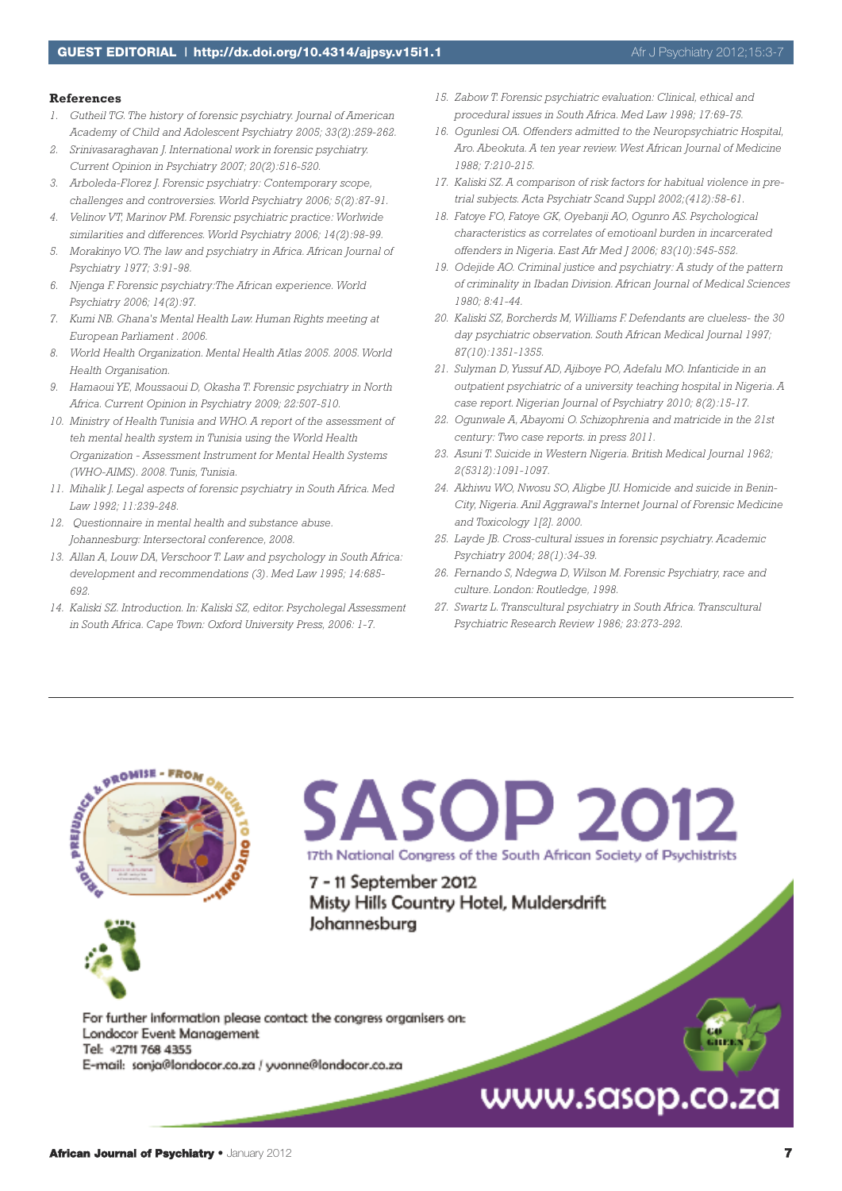**References**

1. Gutheil TG. The history of forensic psychiatry. Journal of American Academy of Child and Adolescent Psychiatry 2005; 33(2):259-262.
2. Srinivasaraghavan J. International work in forensic psychiatry. Current Opinion in Psychiatry 2007; 20(2):516-520.
3. Arboleda-Florez J. Forensic psychiatry: Contemporary scope, challenges and controversies. World Psychiatry 2006; 5(2):87-91.
4. Velinov VT, Marinov PM. Forensic psychiatric practice: Worlwide similarities and differences. World Psychiatry 2006; 14(2):98-99.
5. Morakinyo VO. The law and psychiatry in Africa. African Journal of Psychiatry 1977; 3:91-98.
6. Njenga F. Forensic psychiatry:The African experience. World Psychiatry 2006; 14(2):97.
7. Kumi NB. Ghana's Mental Health Law. Human Rights meeting at European Parliament . 2006.
8. World Health Organization. Mental Health Atlas 2005. 2005. World Health Organisation.
9. Hamaoui YE, Moussaoui D, Okasha T. Forensic psychiatry in North Africa. Current Opinion in Psychiatry 2009; 22:507-510.
10. Ministry of Health Tunisia and WHO. A report of the assessment of teh mental health system in Tunisia using the World Health Organization - Assessment Instrument for Mental Health Systems (WHO-AIMS). 2008. Tunis, Tunisia.
11. Mihalik J. Legal aspects of forensic psychiatry in South Africa. Med Law 1992; 11:239-248.
12. Questionnaire in mental health and substance abuse. Johannesburg: Intersectoral conference, 2008.
13. Allan A, Louw DA, Verschoor T. Law and psychology in South Africa: development and recommendations (3). Med Law 1995; 14:685-692.
14. Kaliski SZ. Introduction. In: Kaliski SZ, editor. Psycholegal Assessment in South Africa. Cape Town: Oxford University Press, 2006: 1-7.
15. Zabow T. Forensic psychiatric evaluation: Clinical, ethical and procedural issues in South Africa. Med Law 1998; 17:69-75.
16. Ogunlesi OA. Offenders admitted to the Neuropsychiatric Hospital, Aro. Abeokuta. A ten year review. West African Journal of Medicine 1988; 7:210-215.
17. Kaliski SZ. A comparison of risk factors for habitual violence in pre-trial subjects. Acta Psychiatr Scand Suppl 2002;(412):58-61.
18. Fatoye FO, Fatoye GK, Oyebanji AO, Ogunro AS. Psychological characteristics as correlates of emotioanl burden in incarcerated offenders in Nigeria. East Afr Med J 2006; 83(10):545-552.
19. Odejide AO. Criminal justice and psychiatry: A study of the pattern of criminality in Ibadan Division. African Journal of Medical Sciences 1980; 8:41-44.
20. Kaliski SZ, Borcherds M, Williams F. Defendants are clueless- the 30 day psychiatric observation. South African Medical Journal 1997; 87(10):1351-1355.
21. Sulyman D, Yussuf AD, Ajiboye PO, Adefalu MO. Infanticide in an outpatient psychiatric of a university teaching hospital in Nigeria. A case report. Nigerian Journal of Psychiatry 2010; 8(2):15-17.
22. Ogunwale A, Abayomi O. Schizophrenia and matricide in the 21st century: Two case reports. in press 2011.
23. Asuni T. Suicide in Western Nigeria. British Medical Journal 1962; 2(5312):1091-1097.
24. Akhiwu WO, Nwosu SO, Aligbe JU. Homicide and suicide in Benin-City, Nigeria. Anil Aggrawal's Internet Journal of Forensic Medicine and Toxicology 1[2]. 2000.
25. Layde JB. Cross-cultural issues in forensic psychiatry. Academic Psychiatry 2004; 28(1):34-39.
26. Fernando S, Ndegwa D, Wilson M. Forensic Psychiatry, race and culture. London: Routledge, 1998.
27. Swartz L. Transcultural psychiatry in South Africa. Transcultural Psychiatric Research Review 1986; 23:273-292.

---

# SASOP 2012

17th National Congress of the South African Society of Psychiatrists

7 - 11 September 2012
Misty Hills Country Hotel, Muldersdrift
Johannesburg

PRIDE, PREJUDICE & PROMISE - FROM ORIGINS TO OUTCOMES!

For further information please contact the congress organisers on:
Londocor Event Management
Tel: +2711 768 4355
E-mail: sonja@londocor.co.za / yvonne@londocor.co.za

GO GREEN

www.sasop.co.za